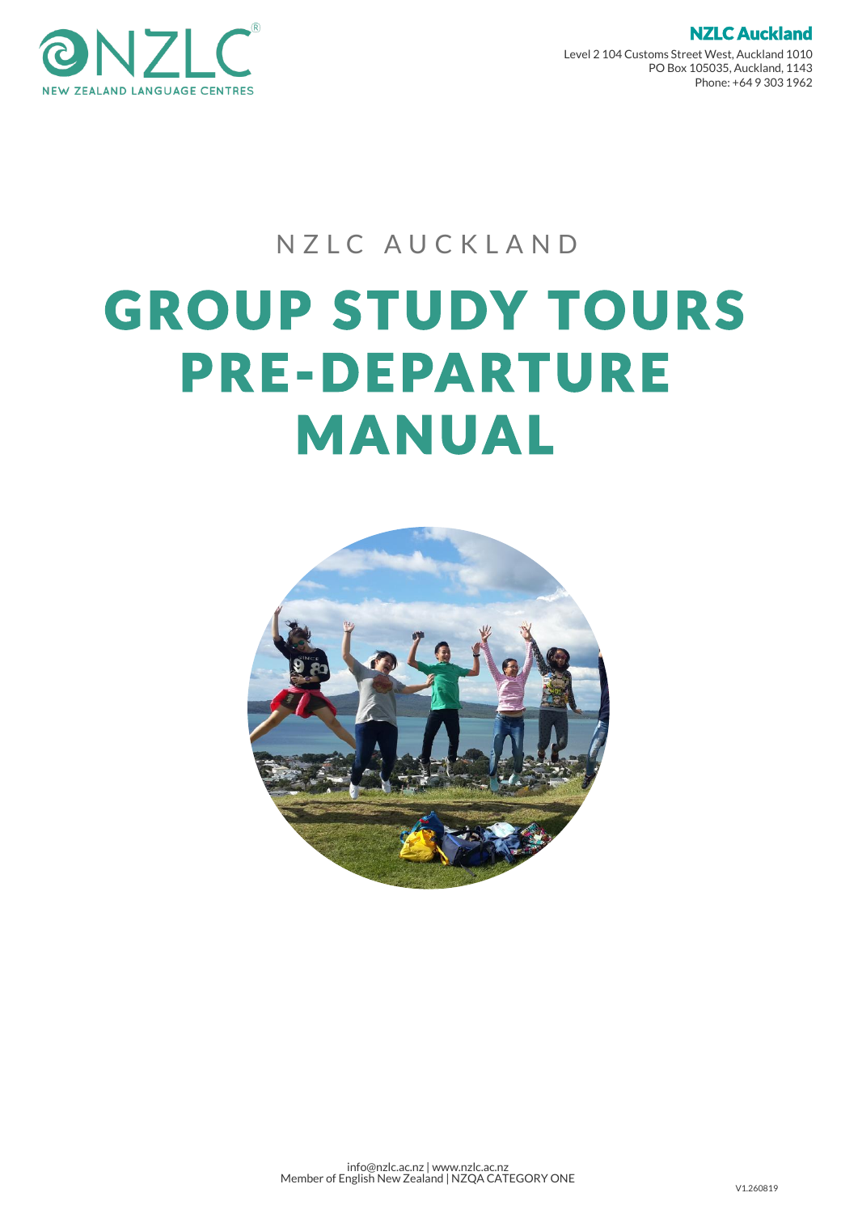NZLC NEW ZEALAND LANGUAGE CENTRES

**NZLC Auckland**
Level 2 104 Customs Street West, Auckland 1010
PO Box 105035, Auckland, 1143
Phone: +64 9 303 1962

NZLC AUCKLAND

# GROUP STUDY TOURS PRE-DEPARTURE MANUAL

info@nzlc.ac.nz | www.nzlc.ac.nz
Member of English New Zealand | NZQA CATEGORY ONE

V1.260819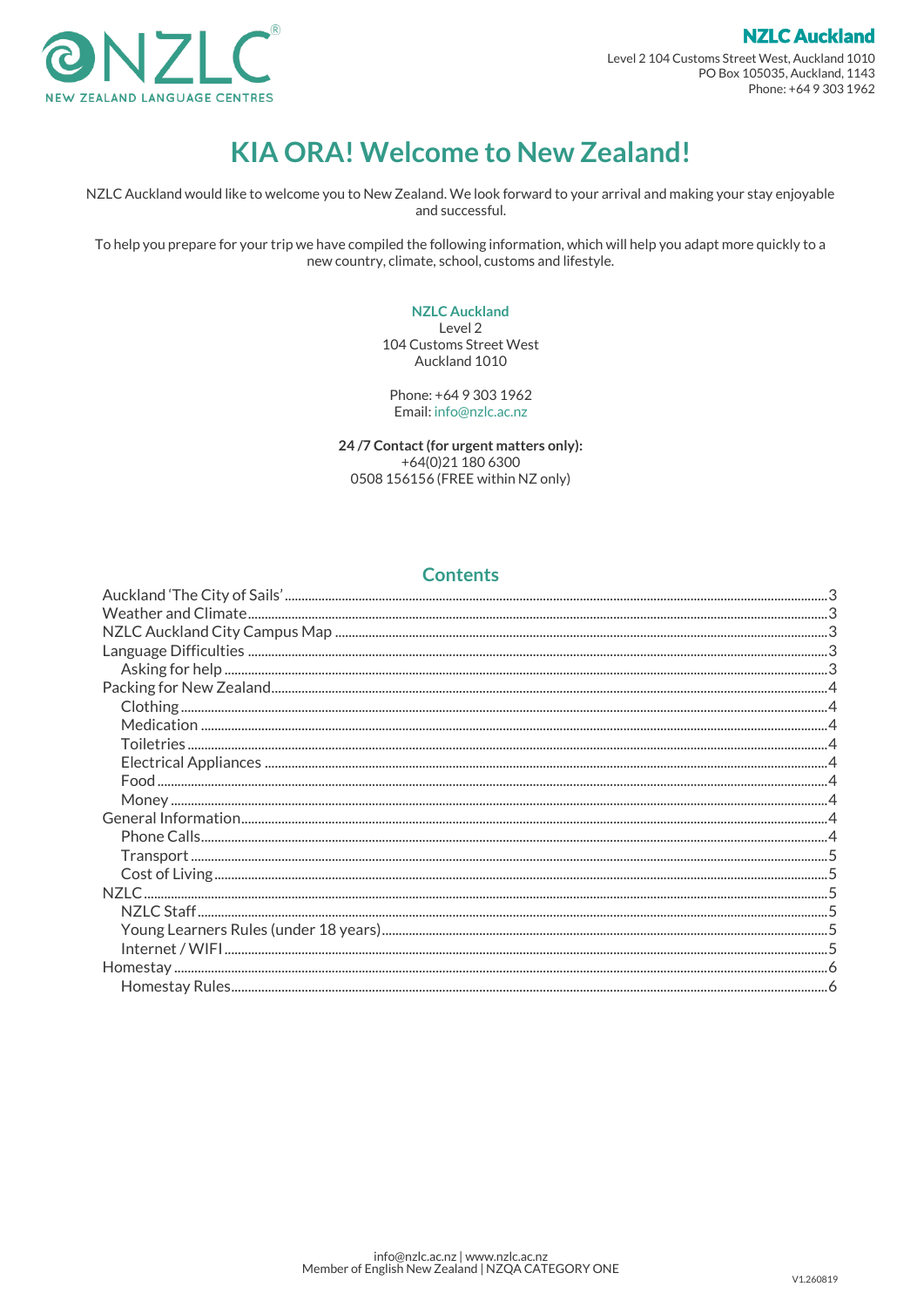**NZLC Auckland**

Level 2 104 Customs Street West, Auckland 1010
PO Box 105035, Auckland, 1143
Phone: +64 9 303 1962

# KIA ORA! Welcome to New Zealand!

NZLC Auckland would like to welcome you to New Zealand. We look forward to your arrival and making your stay enjoyable and successful.

To help you prepare for your trip we have compiled the following information, which will help you adapt more quickly to a new country, climate, school, customs and lifestyle.

**NZLC Auckland**
Level 2
104 Customs Street West
Auckland 1010

Phone: +64 9 303 1962
Email: info@nzlc.ac.nz

**24 /7 Contact (for urgent matters only):**
+64(0)21 180 6300
0508 156156 (FREE within NZ only)

## Contents

- Auckland 'The City of Sails' ..... 3
- Weather and Climate ..... 3
- NZLC Auckland City Campus Map ..... 3
- Language Difficulties ..... 3
  - Asking for help ..... 3
- Packing for New Zealand ..... 4
  - Clothing ..... 4
  - Medication ..... 4
  - Toiletries ..... 4
  - Electrical Appliances ..... 4
  - Food ..... 4
  - Money ..... 4
- General Information ..... 4
  - Phone Calls ..... 4
  - Transport ..... 5
  - Cost of Living ..... 5
- NZLC ..... 5
  - NZLC Staff ..... 5
  - Young Learners Rules (under 18 years) ..... 5
  - Internet / WIFI ..... 5
- Homestay ..... 6
  - Homestay Rules ..... 6

info@nzlc.ac.nz | www.nzlc.ac.nz
Member of English New Zealand | NZQA CATEGORY ONE

V1.260819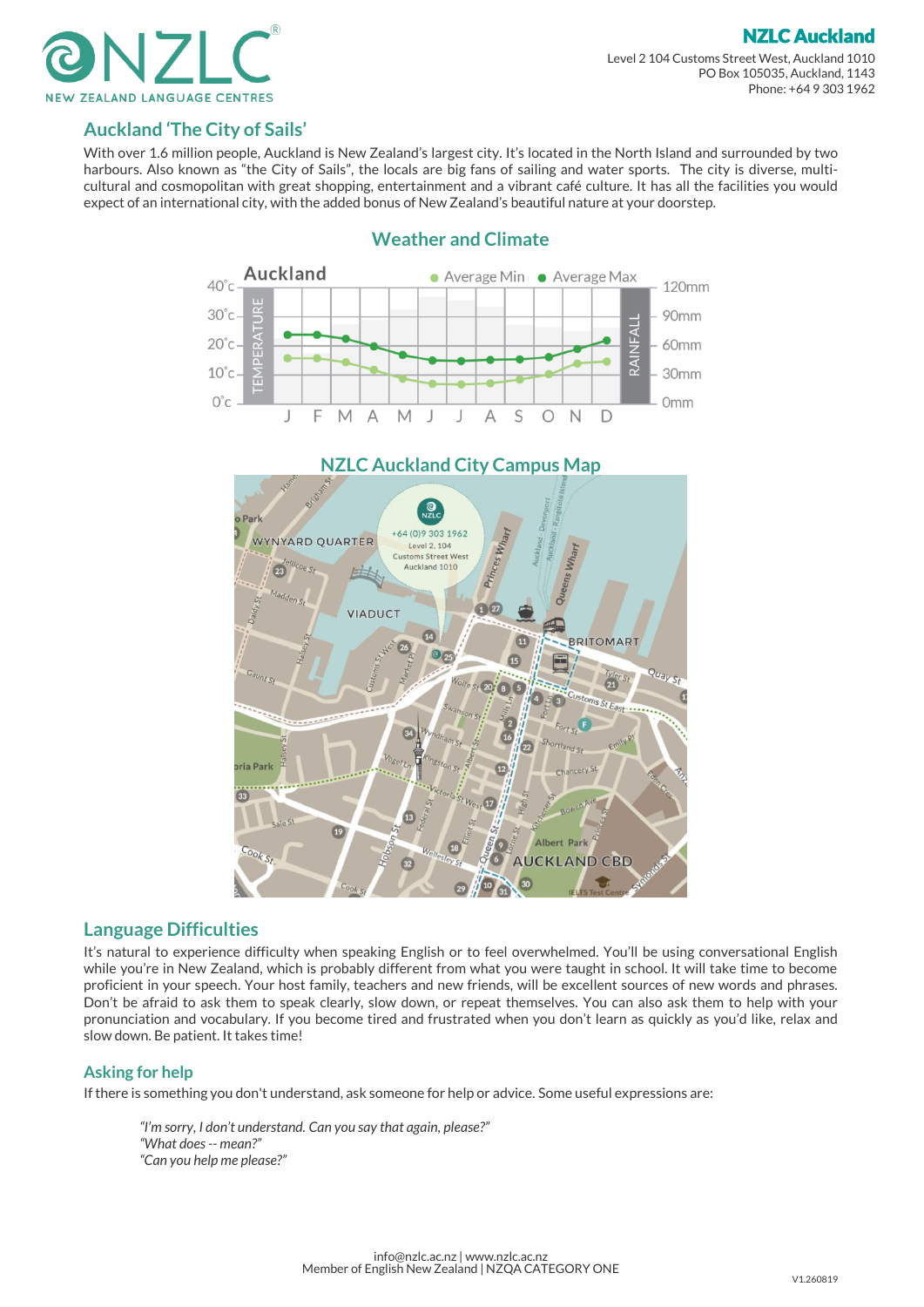# NZLC Auckland

Level 2 104 Customs Street West, Auckland 1010
PO Box 105035, Auckland, 1143
Phone: +64 9 303 1962

## Auckland 'The City of Sails'

With over 1.6 million people, Auckland is New Zealand's largest city. It's located in the North Island and surrounded by two harbours. Also known as "the City of Sails", the locals are big fans of sailing and water sports. The city is diverse, multi-cultural and cosmopolitan with great shopping, entertainment and a vibrant café culture. It has all the facilities you would expect of an international city, with the added bonus of New Zealand's beautiful nature at your doorstep.

## Weather and Climate

## NZLC Auckland City Campus Map

## Language Difficulties

It's natural to experience difficulty when speaking English or to feel overwhelmed. You'll be using conversational English while you're in New Zealand, which is probably different from what you were taught in school. It will take time to become proficient in your speech. Your host family, teachers and new friends, will be excellent sources of new words and phrases. Don't be afraid to ask them to speak clearly, slow down, or repeat themselves. You can also ask them to help with your pronunciation and vocabulary. If you become tired and frustrated when you don't learn as quickly as you'd like, relax and slow down. Be patient. It takes time!

## Asking for help

If there is something you don't understand, ask someone for help or advice. Some useful expressions are:

> *"I'm sorry, I don't understand. Can you say that again, please?"*
> *"What does -- mean?"*
> *"Can you help me please?"*

info@nzlc.ac.nz | www.nzlc.ac.nz
Member of English New Zealand | NZQA CATEGORY ONE

V1.260819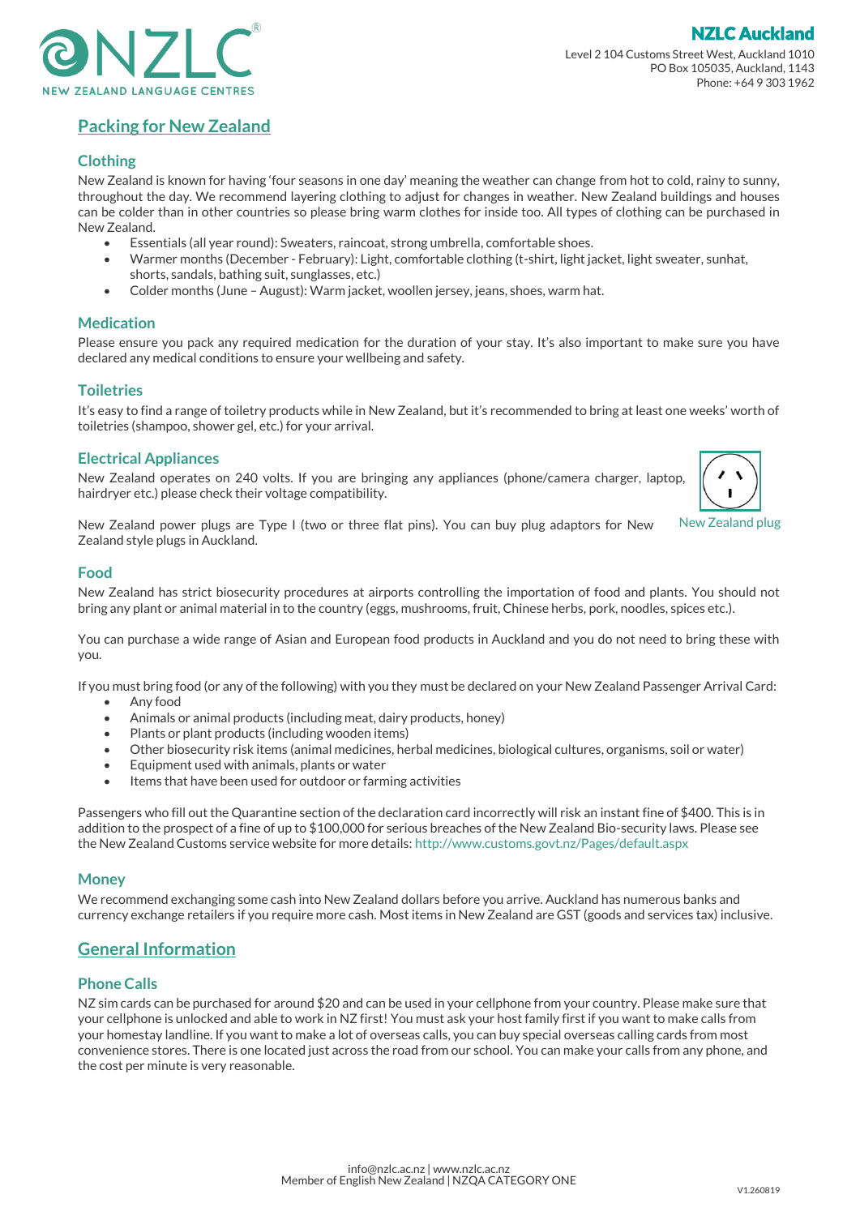# Packing for New Zealand

## Clothing

New Zealand is known for having 'four seasons in one day' meaning the weather can change from hot to cold, rainy to sunny, throughout the day. We recommend layering clothing to adjust for changes in weather. New Zealand buildings and houses can be colder than in other countries so please bring warm clothes for inside too. All types of clothing can be purchased in New Zealand.

- Essentials (all year round): Sweaters, raincoat, strong umbrella, comfortable shoes.
- Warmer months (December - February): Light, comfortable clothing (t-shirt, light jacket, light sweater, sunhat, shorts, sandals, bathing suit, sunglasses, etc.)
- Colder months (June – August): Warm jacket, woollen jersey, jeans, shoes, warm hat.

## Medication

Please ensure you pack any required medication for the duration of your stay. It's also important to make sure you have declared any medical conditions to ensure your wellbeing and safety.

## Toiletries

It's easy to find a range of toiletry products while in New Zealand, but it's recommended to bring at least one weeks' worth of toiletries (shampoo, shower gel, etc.) for your arrival.

## Electrical Appliances

New Zealand operates on 240 volts. If you are bringing any appliances (phone/camera charger, laptop, hairdryer etc.) please check their voltage compatibility.

New Zealand power plugs are Type I (two or three flat pins). You can buy plug adaptors for New Zealand style plugs in Auckland.

New Zealand plug

## Food

New Zealand has strict biosecurity procedures at airports controlling the importation of food and plants. You should not bring any plant or animal material in to the country (eggs, mushrooms, fruit, Chinese herbs, pork, noodles, spices etc.).

You can purchase a wide range of Asian and European food products in Auckland and you do not need to bring these with you.

If you must bring food (or any of the following) with you they must be declared on your New Zealand Passenger Arrival Card:

- Any food
- Animals or animal products (including meat, dairy products, honey)
- Plants or plant products (including wooden items)
- Other biosecurity risk items (animal medicines, herbal medicines, biological cultures, organisms, soil or water)
- Equipment used with animals, plants or water
- Items that have been used for outdoor or farming activities

Passengers who fill out the Quarantine section of the declaration card incorrectly will risk an instant fine of $400. This is in addition to the prospect of a fine of up to $100,000 for serious breaches of the New Zealand Bio-security laws. Please see the New Zealand Customs service website for more details: http://www.customs.govt.nz/Pages/default.aspx

## Money

We recommend exchanging some cash into New Zealand dollars before you arrive. Auckland has numerous banks and currency exchange retailers if you require more cash. Most items in New Zealand are GST (goods and services tax) inclusive.

# General Information

## Phone Calls

NZ sim cards can be purchased for around $20 and can be used in your cellphone from your country. Please make sure that your cellphone is unlocked and able to work in NZ first! You must ask your host family first if you want to make calls from your homestay landline. If you want to make a lot of overseas calls, you can buy special overseas calling cards from most convenience stores. There is one located just across the road from our school. You can make your calls from any phone, and the cost per minute is very reasonable.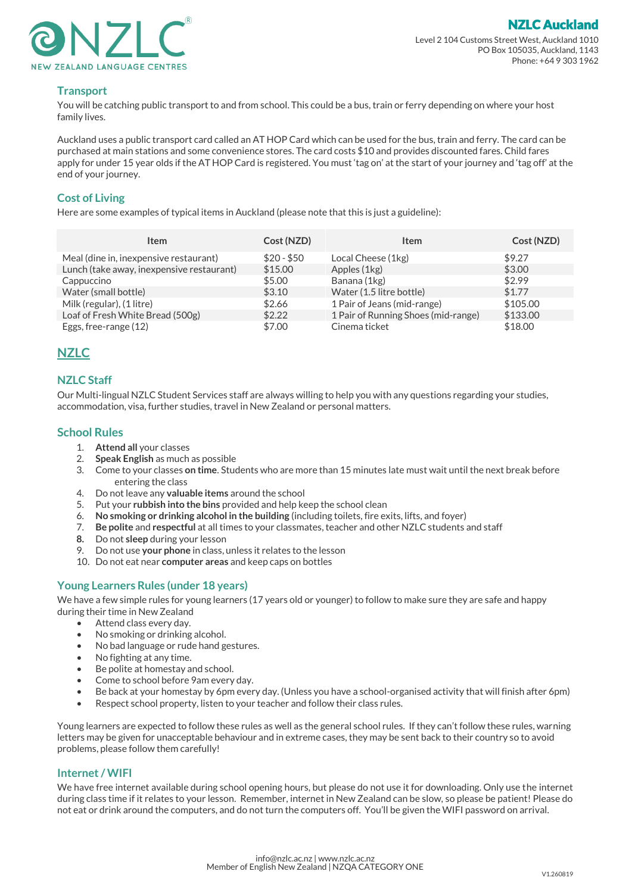## Transport

You will be catching public transport to and from school. This could be a bus, train or ferry depending on where your host family lives.

Auckland uses a public transport card called an AT HOP Card which can be used for the bus, train and ferry. The card can be purchased at main stations and some convenience stores. The card costs $10 and provides discounted fares. Child fares apply for under 15 year olds if the AT HOP Card is registered. You must 'tag on' at the start of your journey and 'tag off' at the end of your journey.

## Cost of Living

Here are some examples of typical items in Auckland (please note that this is just a guideline):

| Item | Cost (NZD) | Item | Cost (NZD) |
|---|---|---|---|
| Meal (dine in, inexpensive restaurant) | $20 - $50 | Local Cheese (1kg) | $9.27 |
| Lunch (take away, inexpensive restaurant) | $15.00 | Apples (1kg) | $3.00 |
| Cappuccino | $5.00 | Banana (1kg) | $2.99 |
| Water (small bottle) | $3.10 | Water (1.5 litre bottle) | $1.77 |
| Milk (regular), (1 litre) | $2.66 | 1 Pair of Jeans (mid-range) | $105.00 |
| Loaf of Fresh White Bread (500g) | $2.22 | 1 Pair of Running Shoes (mid-range) | $133.00 |
| Eggs, free-range (12) | $7.00 | Cinema ticket | $18.00 |

# NZLC

## NZLC Staff

Our Multi-lingual NZLC Student Services staff are always willing to help you with any questions regarding your studies, accommodation, visa, further studies, travel in New Zealand or personal matters.

## School Rules

1. **Attend all** your classes
2. **Speak English** as much as possible
3. Come to your classes **on time**. Students who are more than 15 minutes late must wait until the next break before entering the class
4. Do not leave any **valuable items** around the school
5. Put your **rubbish into the bins** provided and help keep the school clean
6. **No smoking or drinking alcohol in the building** (including toilets, fire exits, lifts, and foyer)
7. **Be polite** and **respectful** at all times to your classmates, teacher and other NZLC students and staff
8. Do not **sleep** during your lesson
9. Do not use **your phone** in class, unless it relates to the lesson
10. Do not eat near **computer areas** and keep caps on bottles

## Young Learners Rules (under 18 years)

We have a few simple rules for young learners (17 years old or younger) to follow to make sure they are safe and happy during their time in New Zealand

- Attend class every day.
- No smoking or drinking alcohol.
- No bad language or rude hand gestures.
- No fighting at any time.
- Be polite at homestay and school.
- Come to school before 9am every day.
- Be back at your homestay by 6pm every day. (Unless you have a school-organised activity that will finish after 6pm)
- Respect school property, listen to your teacher and follow their class rules.

Young learners are expected to follow these rules as well as the general school rules. If they can't follow these rules, warning letters may be given for unacceptable behaviour and in extreme cases, they may be sent back to their country so to avoid problems, please follow them carefully!

## Internet / WIFI

We have free internet available during school opening hours, but please do not use it for downloading. Only use the internet during class time if it relates to your lesson. Remember, internet in New Zealand can be slow, so please be patient! Please do not eat or drink around the computers, and do not turn the computers off. You'll be given the WIFI password on arrival.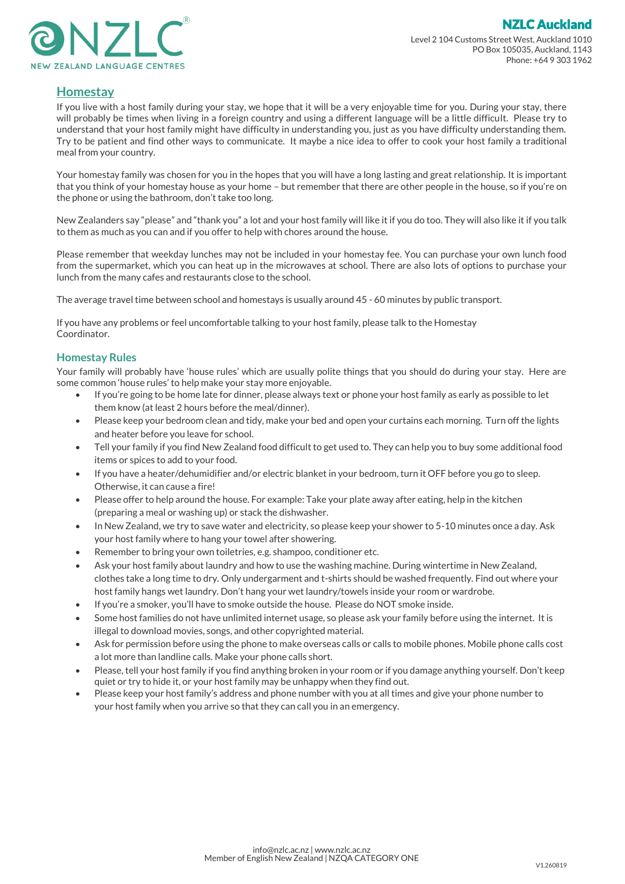## Homestay

If you live with a host family during your stay, we hope that it will be a very enjoyable time for you. During your stay, there will probably be times when living in a foreign country and using a different language will be a little difficult. Please try to understand that your host family might have difficulty in understanding you, just as you have difficulty understanding them. Try to be patient and find other ways to communicate. It maybe a nice idea to offer to cook your host family a traditional meal from your country.

Your homestay family was chosen for you in the hopes that you will have a long lasting and great relationship. It is important that you think of your homestay house as your home – but remember that there are other people in the house, so if you're on the phone or using the bathroom, don't take too long.

New Zealanders say "please" and "thank you" a lot and your host family will like it if you do too. They will also like it if you talk to them as much as you can and if you offer to help with chores around the house.

Please remember that weekday lunches may not be included in your homestay fee. You can purchase your own lunch food from the supermarket, which you can heat up in the microwaves at school. There are also lots of options to purchase your lunch from the many cafes and restaurants close to the school.

The average travel time between school and homestays is usually around 45 - 60 minutes by public transport.

If you have any problems or feel uncomfortable talking to your host family, please talk to the Homestay Coordinator.

### Homestay Rules

Your family will probably have 'house rules' which are usually polite things that you should do during your stay. Here are some common 'house rules' to help make your stay more enjoyable.

- If you're going to be home late for dinner, please always text or phone your host family as early as possible to let them know (at least 2 hours before the meal/dinner).
- Please keep your bedroom clean and tidy, make your bed and open your curtains each morning. Turn off the lights and heater before you leave for school.
- Tell your family if you find New Zealand food difficult to get used to. They can help you to buy some additional food items or spices to add to your food.
- If you have a heater/dehumidifier and/or electric blanket in your bedroom, turn it OFF before you go to sleep. Otherwise, it can cause a fire!
- Please offer to help around the house. For example: Take your plate away after eating, help in the kitchen (preparing a meal or washing up) or stack the dishwasher.
- In New Zealand, we try to save water and electricity, so please keep your shower to 5-10 minutes once a day. Ask your host family where to hang your towel after showering.
- Remember to bring your own toiletries, e.g. shampoo, conditioner etc.
- Ask your host family about laundry and how to use the washing machine. During wintertime in New Zealand, clothes take a long time to dry. Only undergarment and t-shirts should be washed frequently. Find out where your host family hangs wet laundry. Don't hang your wet laundry/towels inside your room or wardrobe.
- If you're a smoker, you'll have to smoke outside the house. Please do NOT smoke inside.
- Some host families do not have unlimited internet usage, so please ask your family before using the internet. It is illegal to download movies, songs, and other copyrighted material.
- Ask for permission before using the phone to make overseas calls or calls to mobile phones. Mobile phone calls cost a lot more than landline calls. Make your phone calls short.
- Please, tell your host family if you find anything broken in your room or if you damage anything yourself. Don't keep quiet or try to hide it, or your host family may be unhappy when they find out.
- Please keep your host family's address and phone number with you at all times and give your phone number to your host family when you arrive so that they can call you in an emergency.